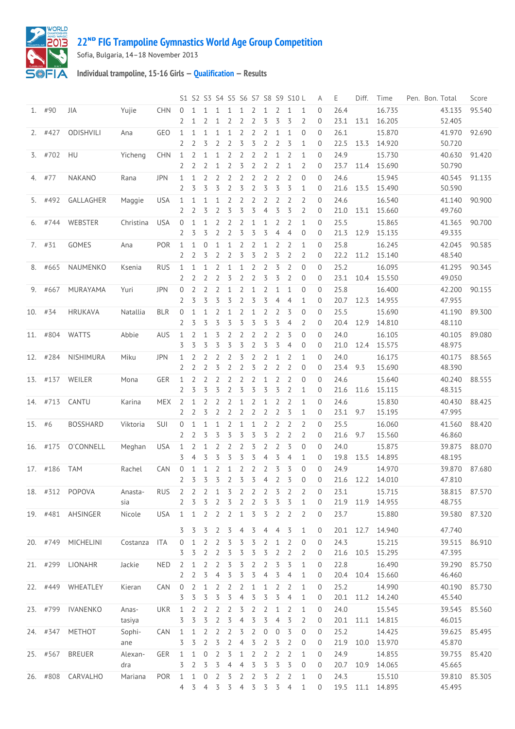# 22ND FIG Trampoline Gymnastics World Age Group Competition

Sofia, Bulgaria, 14–18 November 2013

## Individual trampoline, 15-16 Girls — Qualification — Results

| | | | | | S1 | S2 | S3 | S4 | S5 | S6 | S7 | S8 | S9 | S10 | L | A | E | Diff. | Time | Pen. | Bon. | Total | Score |
|---|---|---|---|---|---|---|---|---|---|---|---|---|---|---|---|---|---|---|---|---|---|---|---|
| 1. | #90 | JIA | Yujie | CHN | 0 | 1 | 1 | 1 | 1 | 1 | 2 | 1 | 2 | 1 | 1 | 0 | 26.4 | | 16.735 | | | 43.135 | 95.540 |
| | | | | | 2 | 1 | 2 | 1 | 2 | 2 | 2 | 3 | 3 | 3 | 2 | 0 | 23.1 | 13.1 | 16.205 | | | 52.405 | |
| 2. | #427 | ODISHVILI | Ana | GEO | 1 | 1 | 1 | 1 | 1 | 2 | 2 | 2 | 1 | 1 | 0 | 0 | 26.1 | | 15.870 | | | 41.970 | 92.690 |
| | | | | | 2 | 2 | 3 | 2 | 2 | 3 | 3 | 2 | 2 | 3 | 1 | 0 | 22.5 | 13.3 | 14.920 | | | 50.720 | |
| 3. | #702 | HU | Yicheng | CHN | 1 | 2 | 1 | 1 | 2 | 2 | 2 | 2 | 1 | 2 | 1 | 0 | 24.9 | | 15.730 | | | 40.630 | 91.420 |
| | | | | | 2 | 2 | 2 | 1 | 2 | 3 | 2 | 2 | 2 | 1 | 2 | 0 | 23.7 | 11.4 | 15.690 | | | 50.790 | |
| 4. | #77 | NAKANO | Rana | JPN | 1 | 1 | 2 | 2 | 2 | 2 | 2 | 2 | 2 | 2 | 0 | 0 | 24.6 | | 15.945 | | | 40.545 | 91.135 |
| | | | | | 2 | 3 | 3 | 3 | 2 | 3 | 2 | 3 | 3 | 3 | 1 | 0 | 21.6 | 13.5 | 15.490 | | | 50.590 | |
| 5. | #492 | GALLAGHER | Maggie | USA | 1 | 1 | 1 | 1 | 2 | 2 | 2 | 2 | 2 | 2 | 2 | 0 | 24.6 | | 16.540 | | | 41.140 | 90.900 |
| | | | | | 2 | 2 | 3 | 2 | 3 | 3 | 3 | 4 | 3 | 3 | 2 | 0 | 21.0 | 13.1 | 15.660 | | | 49.760 | |
| 6. | #744 | WEBSTER | Christina | USA | 0 | 1 | 1 | 2 | 2 | 2 | 1 | 1 | 2 | 2 | 1 | 0 | 25.5 | | 15.865 | | | 41.365 | 90.700 |
| | | | | | 2 | 3 | 3 | 2 | 2 | 3 | 3 | 3 | 4 | 4 | 0 | 0 | 21.3 | 12.9 | 15.135 | | | 49.335 | |
| 7. | #31 | GOMES | Ana | POR | 1 | 1 | 0 | 1 | 1 | 2 | 2 | 1 | 2 | 2 | 1 | 0 | 25.8 | | 16.245 | | | 42.045 | 90.585 |
| | | | | | 2 | 2 | 3 | 2 | 2 | 3 | 3 | 2 | 3 | 2 | 2 | 0 | 22.2 | 11.2 | 15.140 | | | 48.540 | |
| 8. | #665 | NAUMENKO | Ksenia | RUS | 1 | 1 | 1 | 2 | 1 | 1 | 2 | 2 | 3 | 2 | 0 | 0 | 25.2 | | 16.095 | | | 41.295 | 90.345 |
| | | | | | 2 | 2 | 2 | 2 | 3 | 2 | 2 | 3 | 3 | 2 | 0 | 0 | 23.1 | 10.4 | 15.550 | | | 49.050 | |
| 9. | #667 | MURAYAMA | Yuri | JPN | 0 | 2 | 2 | 1 | 2 | 1 | 2 | 1 | 1 | 0 | 0 | 0 | 25.8 | | 16.400 | | | 42.200 | 90.155 |
| | | | | | 2 | 3 | 3 | 3 | 3 | 2 | 3 | 3 | 4 | 4 | 1 | 0 | 20.7 | 12.3 | 14.955 | | | 47.955 | |
| 10. | #34 | HRUKAVA | Natallia | BLR | 0 | 1 | 1 | 2 | 1 | 2 | 1 | 2 | 2 | 3 | 0 | 0 | 25.5 | | 15.690 | | | 41.190 | 89.300 |
| | | | | | 2 | 3 | 3 | 3 | 3 | 3 | 3 | 3 | 3 | 4 | 2 | 0 | 20.4 | 12.9 | 14.810 | | | 48.110 | |
| 11. | #804 | WATTS | Abbie | AUS | 1 | 2 | 1 | 3 | 2 | 2 | 2 | 2 | 2 | 3 | 0 | 0 | 24.0 | | 16.105 | | | 40.105 | 89.080 |
| | | | | | 3 | 3 | 3 | 3 | 3 | 3 | 2 | 3 | 3 | 4 | 0 | 0 | 21.0 | 12.4 | 15.575 | | | 48.975 | |
| 12. | #284 | NISHIMURA | Miku | JPN | 1 | 2 | 2 | 2 | 2 | 3 | 2 | 2 | 1 | 2 | 1 | 0 | 24.0 | | 16.175 | | | 40.175 | 88.565 |
| | | | | | 2 | 2 | 2 | 3 | 2 | 2 | 3 | 2 | 2 | 2 | 0 | 0 | 23.4 | 9.3 | 15.690 | | | 48.390 | |
| 13. | #137 | WEILER | Mona | GER | 1 | 2 | 2 | 2 | 2 | 2 | 2 | 1 | 2 | 2 | 0 | 0 | 24.6 | | 15.640 | | | 40.240 | 88.555 |
| | | | | | 2 | 3 | 3 | 3 | 2 | 3 | 3 | 3 | 3 | 2 | 1 | 0 | 21.6 | 11.6 | 15.115 | | | 48.315 | |
| 14. | #713 | CANTU | Karina | MEX | 2 | 1 | 2 | 2 | 2 | 1 | 2 | 1 | 2 | 2 | 1 | 0 | 24.6 | | 15.830 | | | 40.430 | 88.425 |
| | | | | | 2 | 2 | 3 | 2 | 2 | 2 | 2 | 2 | 2 | 3 | 1 | 0 | 23.1 | 9.7 | 15.195 | | | 47.995 | |
| 15. | #6 | BOSSHARD | Viktoria | SUI | 0 | 1 | 1 | 1 | 2 | 1 | 1 | 2 | 2 | 2 | 2 | 0 | 25.5 | | 16.060 | | | 41.560 | 88.420 |
| | | | | | 2 | 2 | 3 | 3 | 3 | 3 | 3 | 2 | 2 | 2 | 2 | 0 | 21.6 | 9.7 | 15.560 | | | 46.860 | |
| 16. | #175 | O'CONNELL | Meghan | USA | 1 | 2 | 1 | 2 | 2 | 2 | 3 | 2 | 2 | 3 | 0 | 0 | 24.0 | | 15.875 | | | 39.875 | 88.070 |
| | | | | | 3 | 4 | 3 | 3 | 3 | 3 | 3 | 4 | 3 | 4 | 1 | 0 | 19.8 | 13.5 | 14.895 | | | 48.195 | |
| 17. | #186 | TAM | Rachel | CAN | 0 | 1 | 1 | 2 | 1 | 2 | 2 | 2 | 3 | 3 | 0 | 0 | 24.9 | | 14.970 | | | 39.870 | 87.680 |
| | | | | | 2 | 3 | 3 | 2 | 3 | 3 | 4 | 2 | 3 | 0 | 0 | 0 | 21.6 | 12.2 | 14.010 | | | 47.810 | |
| 18. | #312 | POPOVA | Anasta-sia | RUS | 2 | 2 | 2 | 1 | 3 | 2 | 2 | 2 | 3 | 2 | 2 | 0 | 23.1 | | 15.715 | | | 38.815 | 87.570 |
| | | | | | 2 | 3 | 3 | 2 | 3 | 2 | 2 | 3 | 3 | 3 | 1 | 0 | 21.9 | 11.9 | 14.955 | | | 48.755 | |
| 19. | #481 | AHSINGER | Nicole | USA | 1 | 1 | 2 | 2 | 2 | 1 | 3 | 3 | 2 | 2 | 2 | 0 | 23.7 | | 15.880 | | | 39.580 | 87.320 |
| | | | | | 3 | 3 | 3 | 2 | 3 | 4 | 3 | 4 | 4 | 3 | 1 | 0 | 20.1 | 12.7 | 14.940 | | | 47.740 | |
| 20. | #749 | MICHELINI | Costanza | ITA | 0 | 1 | 2 | 2 | 3 | 3 | 3 | 2 | 1 | 2 | 0 | 0 | 24.3 | | 15.215 | | | 39.515 | 86.910 |
| | | | | | 3 | 3 | 2 | 2 | 3 | 3 | 3 | 3 | 2 | 2 | 2 | 0 | 21.6 | 10.5 | 15.295 | | | 47.395 | |
| 21. | #299 | LIONAHR | Jackie | NED | 2 | 1 | 2 | 2 | 3 | 3 | 2 | 2 | 3 | 3 | 1 | 0 | 22.8 | | 16.490 | | | 39.290 | 85.750 |
| | | | | | 2 | 2 | 3 | 4 | 3 | 3 | 3 | 4 | 3 | 4 | 1 | 0 | 20.4 | 10.4 | 15.660 | | | 46.460 | |
| 22. | #449 | WHEATLEY | Kieran | CAN | 0 | 2 | 1 | 2 | 2 | 2 | 1 | 2 | 2 | 1 | 1 | 0 | 25.2 | | 14.990 | | | 40.190 | 85.730 |
| | | | | | 3 | 3 | 3 | 3 | 3 | 4 | 3 | 3 | 3 | 4 | 1 | 0 | 20.1 | 11.2 | 14.240 | | | 45.540 | |
| 23. | #799 | IVANENKO | Anas-tasiya | UKR | 1 | 2 | 2 | 2 | 2 | 3 | 2 | 2 | 1 | 2 | 1 | 0 | 24.0 | | 15.545 | | | 39.545 | 85.560 |
| | | | | | 3 | 3 | 3 | 2 | 3 | 4 | 3 | 3 | 4 | 3 | 2 | 0 | 20.1 | 11.1 | 14.815 | | | 46.015 | |
| 24. | #347 | METHOT | Sophi-ane | CAN | 1 | 1 | 2 | 2 | 2 | 3 | 2 | 0 | 0 | 3 | 0 | 0 | 25.2 | | 14.425 | | | 39.625 | 85.495 |
| | | | | | 3 | 3 | 2 | 3 | 2 | 4 | 3 | 2 | 3 | 2 | 0 | 0 | 21.9 | 10.0 | 13.970 | | | 45.870 | |
| 25. | #567 | BREUER | Alexan-dra | GER | 1 | 1 | 0 | 2 | 3 | 1 | 2 | 2 | 2 | 2 | 1 | 0 | 24.9 | | 14.855 | | | 39.755 | 85.420 |
| | | | | | 3 | 2 | 3 | 3 | 4 | 4 | 3 | 3 | 3 | 3 | 0 | 0 | 20.7 | 10.9 | 14.065 | | | 45.665 | |
| 26. | #808 | CARVALHO | Mariana | POR | 1 | 1 | 0 | 2 | 3 | 2 | 2 | 3 | 2 | 2 | 1 | 0 | 24.3 | | 15.510 | | | 39.810 | 85.305 |
| | | | | | 4 | 3 | 4 | 3 | 3 | 4 | 3 | 3 | 3 | 4 | 1 | 0 | 19.5 | 11.1 | 14.895 | | | 45.495 | |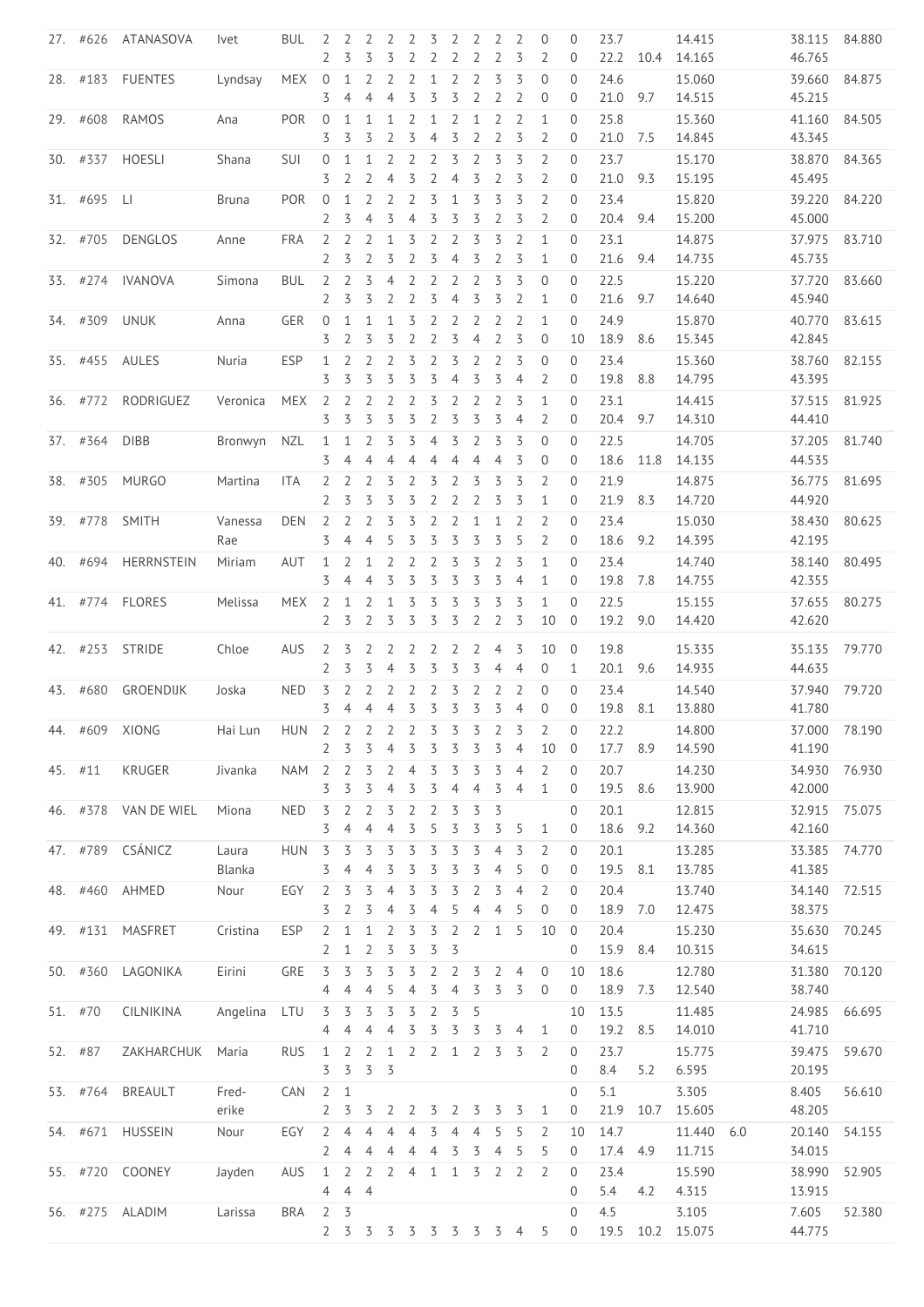| | | | | | | | | | | | | | | | | | | | | | | |
|---|---|---|---|---|---|---|---|---|---|---|---|---|---|---|---|---|---|---|---|---|---|---|
| 27. | #626 | ATANASOVA | Ivet | BUL | 2 | 2 | 2 | 2 | 2 | 3 | 2 | 2 | 2 | 2 | 0 | 0 | 23.7 | | 14.415 | | 38.115 | 84.880 |
| | | | | | 2 | 3 | 3 | 3 | 2 | 2 | 2 | 2 | 2 | 3 | 2 | 0 | 22.2 | 10.4 | 14.165 | | 46.765 | |
| 28. | #183 | FUENTES | Lyndsay | MEX | 0 | 1 | 2 | 2 | 1 | 2 | 2 | 2 | 3 | 3 | 0 | 0 | 24.6 | | 15.060 | | 39.660 | 84.875 |
| | | | | | 3 | 4 | 4 | 4 | 3 | 3 | 3 | 2 | 2 | 2 | 0 | 0 | 21.0 | 9.7 | 14.515 | | 45.215 | |
| 29. | #608 | RAMOS | Ana | POR | 0 | 1 | 1 | 1 | 2 | 1 | 2 | 1 | 2 | 2 | 1 | 0 | 25.8 | | 15.360 | | 41.160 | 84.505 |
| | | | | | 3 | 3 | 3 | 2 | 3 | 4 | 3 | 2 | 2 | 3 | 2 | 0 | 21.0 | 7.5 | 14.845 | | 43.345 | |
| 30. | #337 | HOESLI | Shana | SUI | 0 | 1 | 1 | 2 | 2 | 2 | 3 | 2 | 3 | 3 | 2 | 0 | 23.7 | | 15.170 | | 38.870 | 84.365 |
| | | | | | 3 | 2 | 2 | 4 | 3 | 2 | 4 | 3 | 2 | 3 | 2 | 0 | 21.0 | 9.3 | 15.195 | | 45.495 | |
| 31. | #695 | LI | Bruna | POR | 0 | 1 | 2 | 2 | 2 | 3 | 1 | 3 | 3 | 3 | 2 | 0 | 23.4 | | 15.820 | | 39.220 | 84.220 |
| | | | | | 2 | 3 | 4 | 3 | 4 | 3 | 3 | 3 | 2 | 3 | 2 | 0 | 20.4 | 9.4 | 15.200 | | 45.000 | |
| 32. | #705 | DENGLOS | Anne | FRA | 2 | 2 | 2 | 1 | 3 | 2 | 2 | 3 | 3 | 2 | 1 | 0 | 23.1 | | 14.875 | | 37.975 | 83.710 |
| | | | | | 2 | 3 | 2 | 3 | 2 | 3 | 4 | 3 | 2 | 3 | 1 | 0 | 21.6 | 9.4 | 14.735 | | 45.735 | |
| 33. | #274 | IVANOVA | Simona | BUL | 2 | 2 | 3 | 4 | 2 | 2 | 2 | 2 | 3 | 3 | 0 | 0 | 22.5 | | 15.220 | | 37.720 | 83.660 |
| | | | | | 2 | 3 | 3 | 2 | 2 | 3 | 4 | 3 | 3 | 2 | 1 | 0 | 21.6 | 9.7 | 14.640 | | 45.940 | |
| 34. | #309 | UNUK | Anna | GER | 0 | 1 | 1 | 1 | 3 | 2 | 2 | 2 | 2 | 2 | 1 | 0 | 24.9 | | 15.870 | | 40.770 | 83.615 |
| | | | | | 3 | 2 | 3 | 3 | 2 | 2 | 3 | 4 | 2 | 3 | 0 | 10 | 18.9 | 8.6 | 15.345 | | 42.845 | |
| 35. | #455 | AULES | Nuria | ESP | 1 | 2 | 2 | 2 | 3 | 2 | 3 | 2 | 2 | 3 | 0 | 0 | 23.4 | | 15.360 | | 38.760 | 82.155 |
| | | | | | 3 | 3 | 3 | 3 | 3 | 3 | 4 | 3 | 3 | 4 | 2 | 0 | 19.8 | 8.8 | 14.795 | | 43.395 | |
| 36. | #772 | RODRIGUEZ | Veronica | MEX | 2 | 2 | 2 | 2 | 2 | 3 | 2 | 2 | 2 | 3 | 1 | 0 | 23.1 | | 14.415 | | 37.515 | 81.925 |
| | | | | | 3 | 3 | 3 | 3 | 3 | 2 | 3 | 3 | 3 | 4 | 2 | 0 | 20.4 | 9.7 | 14.310 | | 44.410 | |
| 37. | #364 | DIBB | Bronwyn | NZL | 1 | 1 | 2 | 3 | 3 | 4 | 3 | 2 | 3 | 3 | 0 | 0 | 22.5 | | 14.705 | | 37.205 | 81.740 |
| | | | | | 3 | 4 | 4 | 4 | 4 | 4 | 4 | 4 | 4 | 3 | 0 | 0 | 18.6 | 11.8 | 14.135 | | 44.535 | |
| 38. | #305 | MURGO | Martina | ITA | 2 | 2 | 2 | 3 | 2 | 3 | 2 | 3 | 3 | 3 | 2 | 0 | 21.9 | | 14.875 | | 36.775 | 81.695 |
| | | | | | 2 | 3 | 3 | 3 | 3 | 2 | 2 | 2 | 3 | 3 | 1 | 0 | 21.9 | 8.3 | 14.720 | | 44.920 | |
| 39. | #778 | SMITH | Vanessa Rae | DEN | 2 | 2 | 2 | 3 | 3 | 2 | 2 | 1 | 1 | 2 | 2 | 0 | 23.4 | | 15.030 | | 38.430 | 80.625 |
| | | | | | 3 | 4 | 4 | 5 | 3 | 3 | 3 | 3 | 3 | 5 | 2 | 0 | 18.6 | 9.2 | 14.395 | | 42.195 | |
| 40. | #694 | HERRNSTEIN | Miriam | AUT | 1 | 2 | 1 | 2 | 2 | 2 | 3 | 3 | 2 | 3 | 1 | 0 | 23.4 | | 14.740 | | 38.140 | 80.495 |
| | | | | | 3 | 4 | 4 | 3 | 3 | 3 | 3 | 3 | 3 | 4 | 1 | 0 | 19.8 | 7.8 | 14.755 | | 42.355 | |
| 41. | #774 | FLORES | Melissa | MEX | 2 | 1 | 2 | 1 | 3 | 3 | 3 | 3 | 3 | 3 | 1 | 0 | 22.5 | | 15.155 | | 37.655 | 80.275 |
| | | | | | 2 | 3 | 2 | 3 | 3 | 3 | 3 | 2 | 2 | 3 | 10 | 0 | 19.2 | 9.0 | 14.420 | | 42.620 | |
| 42. | #253 | STRIDE | Chloe | AUS | 2 | 3 | 2 | 2 | 2 | 2 | 2 | 2 | 4 | 3 | 10 | 0 | 19.8 | | 15.335 | | 35.135 | 79.770 |
| | | | | | 2 | 3 | 3 | 4 | 3 | 3 | 3 | 3 | 4 | 4 | 0 | 1 | 20.1 | 9.6 | 14.935 | | 44.635 | |
| 43. | #680 | GROENDIJK | Joska | NED | 3 | 2 | 2 | 2 | 2 | 2 | 3 | 2 | 2 | 2 | 0 | 0 | 23.4 | | 14.540 | | 37.940 | 79.720 |
| | | | | | 3 | 4 | 4 | 4 | 3 | 3 | 3 | 3 | 3 | 4 | 0 | 0 | 19.8 | 8.1 | 13.880 | | 41.780 | |
| 44. | #609 | XIONG | Hai Lun | HUN | 2 | 2 | 2 | 2 | 2 | 3 | 3 | 3 | 2 | 3 | 2 | 0 | 22.2 | | 14.800 | | 37.000 | 78.190 |
| | | | | | 2 | 3 | 3 | 4 | 3 | 3 | 3 | 3 | 3 | 4 | 10 | 0 | 17.7 | 8.9 | 14.590 | | 41.190 | |
| 45. | #11 | KRUGER | Jivanka | NAM | 2 | 2 | 3 | 2 | 4 | 3 | 3 | 3 | 3 | 4 | 2 | 0 | 20.7 | | 14.230 | | 34.930 | 76.930 |
| | | | | | 3 | 3 | 3 | 4 | 3 | 3 | 4 | 4 | 3 | 4 | 1 | 0 | 19.5 | 8.6 | 13.900 | | 42.000 | |
| 46. | #378 | VAN DE WIEL | Miona | NED | 3 | 2 | 2 | 3 | 2 | 2 | 3 | 3 | 3 | | | 0 | 20.1 | | 12.815 | | 32.915 | 75.075 |
| | | | | | 3 | 4 | 4 | 4 | 3 | 5 | 3 | 3 | 3 | 5 | 1 | 0 | 18.6 | 9.2 | 14.360 | | 42.160 | |
| 47. | #789 | CSÁNICZ | Laura Blanka | HUN | 3 | 3 | 3 | 3 | 3 | 3 | 3 | 3 | 4 | 3 | 2 | 0 | 20.1 | | 13.285 | | 33.385 | 74.770 |
| | | | | | 3 | 4 | 4 | 3 | 3 | 3 | 3 | 3 | 4 | 5 | 0 | 0 | 19.5 | 8.1 | 13.785 | | 41.385 | |
| 48. | #460 | AHMED | Nour | EGY | 2 | 3 | 3 | 4 | 3 | 3 | 3 | 2 | 3 | 4 | 2 | 0 | 20.4 | | 13.740 | | 34.140 | 72.515 |
| | | | | | 3 | 2 | 3 | 4 | 3 | 4 | 5 | 4 | 4 | 5 | 0 | 0 | 18.9 | 7.0 | 12.475 | | 38.375 | |
| 49. | #131 | MASFRET | Cristina | ESP | 2 | 1 | 1 | 2 | 3 | 3 | 2 | 2 | 1 | 5 | 10 | | 20.4 | | 15.230 | | 35.630 | 70.245 |
| | | | | | 2 | 1 | 2 | 3 | 3 | 3 | 3 | | | | | 0 | 15.9 | 8.4 | 10.315 | | 34.615 | |
| 50. | #360 | LAGONIKA | Eirini | GRE | 3 | 3 | 3 | 3 | 3 | 2 | 2 | 3 | 2 | 4 | 0 | 10 | 18.6 | | 12.780 | | 31.380 | 70.120 |
| | | | | | 4 | 4 | 4 | 5 | 4 | 3 | 4 | 3 | 3 | 3 | 0 | 0 | 18.9 | 7.3 | 12.540 | | 38.740 | |
| 51. | #70 | CILNIKINA | Angelina | LTU | 3 | 3 | 3 | 3 | 3 | 2 | 3 | 5 | | | | 10 | 13.5 | | 11.485 | | 24.985 | 66.695 |
| | | | | | 4 | 4 | 4 | 4 | 3 | 3 | 3 | 3 | 3 | 4 | 1 | 0 | 19.2 | 8.5 | 14.010 | | 41.710 | |
| 52. | #87 | ZAKHARCHUK | Maria | RUS | 1 | 2 | 2 | 1 | 2 | 2 | 1 | 2 | 3 | 3 | 2 | | 23.7 | | 15.775 | | 39.475 | 59.670 |
| | | | | | 3 | 3 | 3 | 3 | | | | | | | | 0 | 8.4 | 5.2 | 6.595 | | 20.195 | |
| 53. | #764 | BREAULT | Fred-erike | CAN | 2 | 1 | | | | | | | | | | 0 | 5.1 | | 3.305 | | 8.405 | 56.610 |
| | | | | | 2 | 3 | 3 | 2 | 2 | 3 | 2 | 3 | 3 | 3 | 1 | 0 | 21.9 | 10.7 | 15.605 | | 48.205 | |
| 54. | #671 | HUSSEIN | Nour | EGY | 2 | 4 | 4 | 4 | 4 | 3 | 4 | 4 | 5 | 5 | 2 | 10 | 14.7 | | 11.440 | 6.0 | 20.140 | 54.155 |
| | | | | | 2 | 4 | 4 | 4 | 4 | 4 | 3 | 3 | 4 | 5 | 5 | 0 | 17.4 | 4.9 | 11.715 | | 34.015 | |
| 55. | #720 | COONEY | Jayden | AUS | 1 | 2 | 2 | 2 | 4 | 1 | 1 | 3 | 2 | 2 | 2 | 0 | 23.4 | | 15.590 | | 38.990 | 52.905 |
| | | | | | 4 | 4 | 4 | | | | | | | | | 0 | 5.4 | 4.2 | 4.315 | | 13.915 | |
| 56. | #275 | ALADIM | Larissa | BRA | 2 | 3 | | | | | | | | | | 0 | 4.5 | | 3.105 | | 7.605 | 52.380 |
| | | | | | 2 | 3 | 3 | 3 | 3 | 3 | 3 | 3 | 3 | 4 | 5 | 0 | 19.5 | 10.2 | 15.075 | | 44.775 | |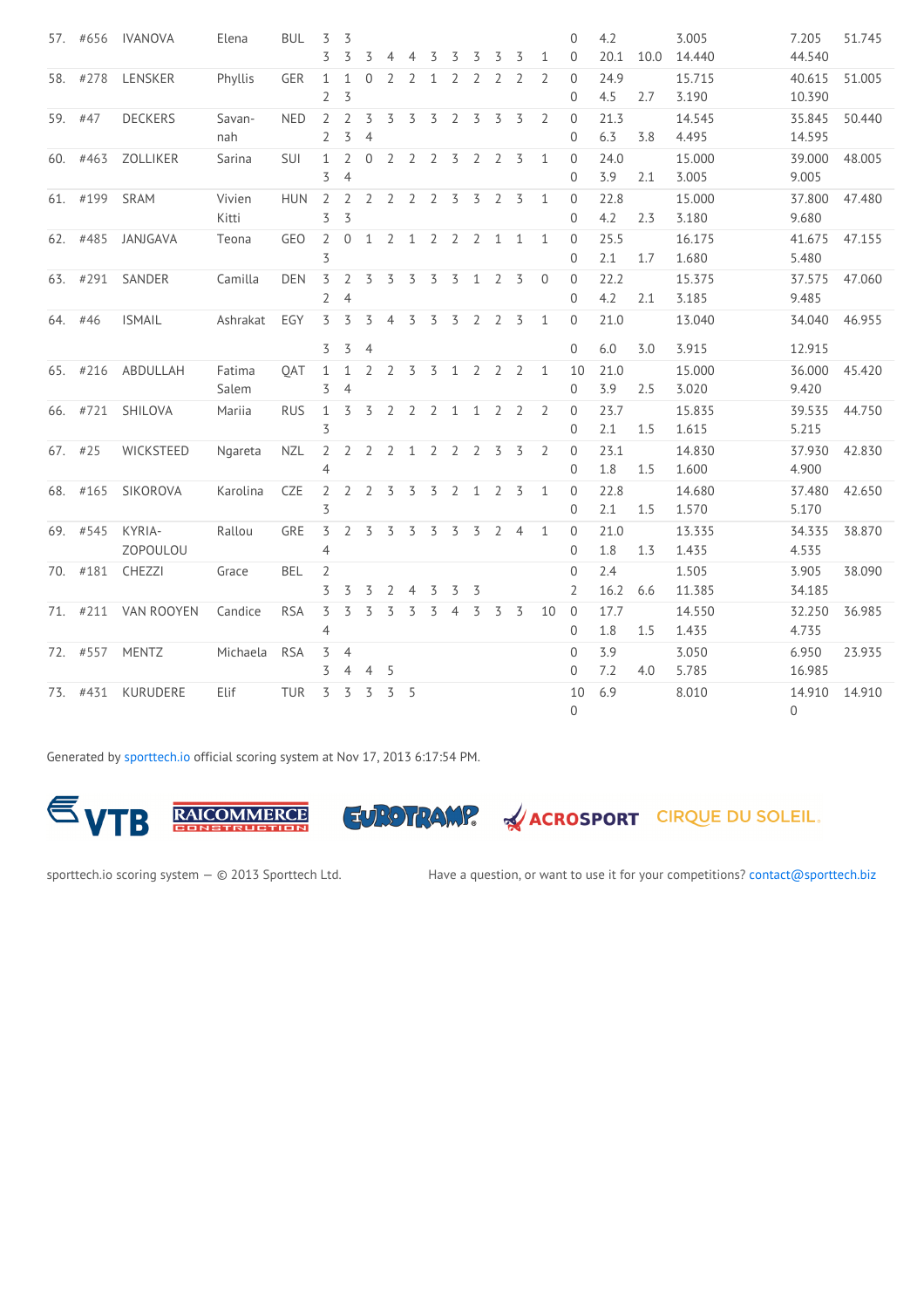| | | | | | | | | | | | | | | | | | | | | | |
|---|---|---|---|---|---|---|---|---|---|---|---|---|---|---|---|---|---|---|---|---|---|
| 57. | #656 | IVANOVA | Elena | BUL | 3 | 3 | | | | | | | | | | 0 | 4.2 | | 3.005 | 7.205 | 51.745 |
| | | | | | 3 | 3 | 3 | 4 | 4 | 3 | 3 | 3 | 3 | 3 | 1 | 0 | 20.1 | 10.0 | 14.440 | 44.540 | |
| 58. | #278 | LENSKER | Phyllis | GER | 1 | 1 | 0 | 2 | 2 | 1 | 2 | 2 | 2 | 2 | 2 | 0 | 24.9 | | 15.715 | 40.615 | 51.005 |
| | | | | | 2 | 3 | | | | | | | | | | 0 | 4.5 | 2.7 | 3.190 | 10.390 | |
| 59. | #47 | DECKERS | Savan-nah | NED | 2 | 2 | 3 | 3 | 3 | 3 | 2 | 3 | 3 | 3 | 2 | 0 | 21.3 | | 14.545 | 35.845 | 50.440 |
| | | | | | 2 | 3 | 4 | | | | | | | | | 0 | 6.3 | 3.8 | 4.495 | 14.595 | |
| 60. | #463 | ZOLLIKER | Sarina | SUI | 1 | 2 | 0 | 2 | 2 | 2 | 3 | 2 | 2 | 3 | 1 | 0 | 24.0 | | 15.000 | 39.000 | 48.005 |
| | | | | | 3 | 4 | | | | | | | | | | 0 | 3.9 | 2.1 | 3.005 | 9.005 | |
| 61. | #199 | SRAM | Vivien Kitti | HUN | 2 | 2 | 2 | 2 | 2 | 2 | 3 | 3 | 2 | 3 | 1 | 0 | 22.8 | | 15.000 | 37.800 | 47.480 |
| | | | | | 3 | 3 | | | | | | | | | | 0 | 4.2 | 2.3 | 3.180 | 9.680 | |
| 62. | #485 | JANJGAVA | Teona | GEO | 2 | 0 | 1 | 2 | 1 | 2 | 2 | 2 | 1 | 1 | 1 | 0 | 25.5 | | 16.175 | 41.675 | 47.155 |
| | | | | | 3 | | | | | | | | | | | 0 | 2.1 | 1.7 | 1.680 | 5.480 | |
| 63. | #291 | SANDER | Camilla | DEN | 3 | 2 | 3 | 3 | 3 | 3 | 3 | 1 | 2 | 3 | 0 | 0 | 22.2 | | 15.375 | 37.575 | 47.060 |
| | | | | | 2 | 4 | | | | | | | | | | 0 | 4.2 | 2.1 | 3.185 | 9.485 | |
| 64. | #46 | ISMAIL | Ashrakat | EGY | 3 | 3 | 3 | 4 | 3 | 3 | 3 | 2 | 2 | 3 | 1 | 0 | 21.0 | | 13.040 | 34.040 | 46.955 |
| | | | | | 3 | 3 | 4 | | | | | | | | | 0 | 6.0 | 3.0 | 3.915 | 12.915 | |
| 65. | #216 | ABDULLAH | Fatima Salem | QAT | 1 | 1 | 2 | 2 | 3 | 3 | 1 | 2 | 2 | 2 | 1 | 10 | 21.0 | | 15.000 | 36.000 | 45.420 |
| | | | | | 3 | 4 | | | | | | | | | | 0 | 3.9 | 2.5 | 3.020 | 9.420 | |
| 66. | #721 | SHILOVA | Mariia | RUS | 1 | 3 | 3 | 2 | 2 | 2 | 1 | 1 | 2 | 2 | 2 | 0 | 23.7 | | 15.835 | 39.535 | 44.750 |
| | | | | | 3 | | | | | | | | | | | 0 | 2.1 | 1.5 | 1.615 | 5.215 | |
| 67. | #25 | WICKSTEED | Ngareta | NZL | 2 | 2 | 2 | 2 | 1 | 2 | 2 | 2 | 3 | 3 | 2 | 0 | 23.1 | | 14.830 | 37.930 | 42.830 |
| | | | | | 4 | | | | | | | | | | | 0 | 1.8 | 1.5 | 1.600 | 4.900 | |
| 68. | #165 | SIKOROVA | Karolina | CZE | 2 | 2 | 2 | 3 | 3 | 3 | 2 | 1 | 2 | 3 | 1 | 0 | 22.8 | | 14.680 | 37.480 | 42.650 |
| | | | | | 3 | | | | | | | | | | | 0 | 2.1 | 1.5 | 1.570 | 5.170 | |
| 69. | #545 | KYRIA-ZOPOULOU | Rallou | GRE | 3 | 2 | 3 | 3 | 3 | 3 | 3 | 3 | 2 | 4 | 1 | 0 | 21.0 | | 13.335 | 34.335 | 38.870 |
| | | | | | 4 | | | | | | | | | | | 0 | 1.8 | 1.3 | 1.435 | 4.535 | |
| 70. | #181 | CHEZZI | Grace | BEL | 2 | | | | | | | | | | | 0 | 2.4 | | 1.505 | 3.905 | 38.090 |
| | | | | | 3 | 3 | 3 | 2 | 4 | 3 | 3 | 3 | | | | 2 | 16.2 | 6.6 | 11.385 | 34.185 | |
| 71. | #211 | VAN ROOYEN | Candice | RSA | 3 | 3 | 3 | 3 | 3 | 3 | 4 | 3 | 3 | 3 | 10 | 0 | 17.7 | | 14.550 | 32.250 | 36.985 |
| | | | | | 4 | | | | | | | | | | | 0 | 1.8 | 1.5 | 1.435 | 4.735 | |
| 72. | #557 | MENTZ | Michaela | RSA | 3 | 4 | | | | | | | | | | 0 | 3.9 | | 3.050 | 6.950 | 23.935 |
| | | | | | 3 | 4 | 4 | 5 | | | | | | | | 0 | 7.2 | 4.0 | 5.785 | 16.985 | |
| 73. | #431 | KURUDERE | Elif | TUR | 3 | 3 | 3 | 3 | 5 | | | | | | | 10 | 6.9 | | 8.010 | 14.910 | 14.910 |
| | | | | | | | | | | | | | | | | 0 | | | | 0 | |

Generated by sporttech.io official scoring system at Nov 17, 2013 6:17:54 PM.

VTB RAICOMMERCE CONSTRUCTION EUROTRAMP ACROSPORT CIRQUE DU SOLEIL

sporttech.io scoring system — © 2013 Sporttech Ltd. Have a question, or want to use it for your competitions? contact@sporttech.biz